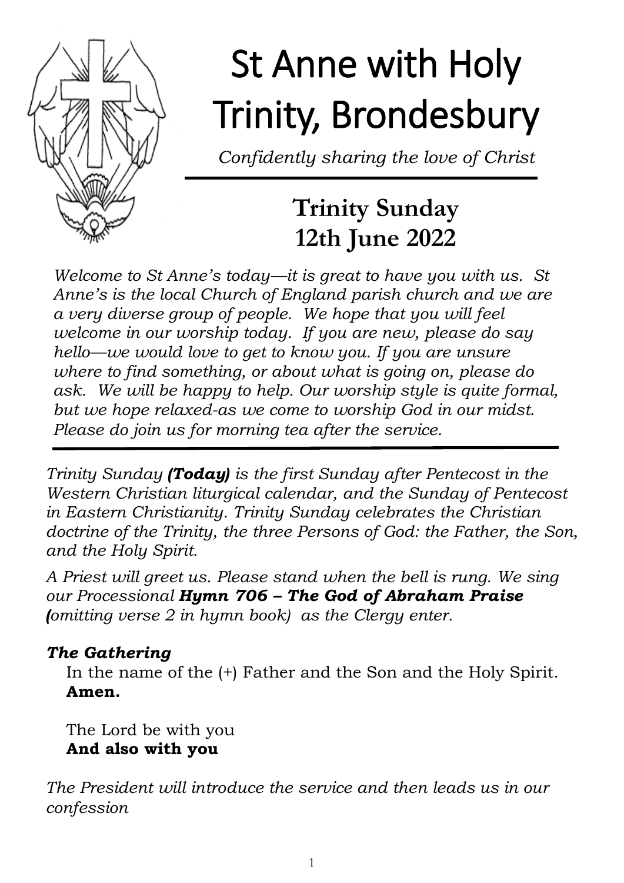# St Anne with Holy Trinity, Brondesbury

*Confidently sharing the love of Christ*

## Trinity Sunday
## 12th June 2022

*Welcome to St Anne's today—it is great to have you with us. St Anne's is the local Church of England parish church and we are a very diverse group of people. We hope that you will feel welcome in our worship today. If you are new, please do say hello—we would love to get to know you. If you are unsure where to find something, or about what is going on, please do ask. We will be happy to help. Our worship style is quite formal, but we hope relaxed-as we come to worship God in our midst. Please do join us for morning tea after the service.*

*Trinity Sunday **(Today)** is the first Sunday after Pentecost in the Western Christian liturgical calendar, and the Sunday of Pentecost in Eastern Christianity. Trinity Sunday celebrates the Christian doctrine of the Trinity, the three Persons of God: the Father, the Son, and the Holy Spirit.*

*A Priest will greet us. Please stand when the bell is rung. We sing our Processional **Hymn 706 – The God of Abraham Praise (**omitting verse 2 in hymn book) as the Clergy enter.*

***The Gathering***

In the name of the (+) Father and the Son and the Holy Spirit.
**Amen.**

The Lord be with you
**And also with you**

*The President will introduce the service and then leads us in our confession*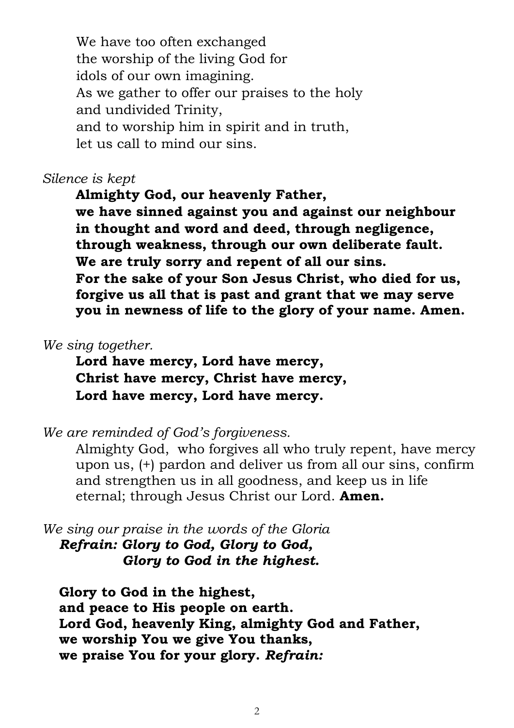We have too often exchanged
the worship of the living God for
idols of our own imagining.
As we gather to offer our praises to the holy
and undivided Trinity,
and to worship him in spirit and in truth,
let us call to mind our sins.

*Silence is kept*

**Almighty God, our heavenly Father,
we have sinned against you and against our neighbour
in thought and word and deed, through negligence,
through weakness, through our own deliberate fault.
We are truly sorry and repent of all our sins.
For the sake of your Son Jesus Christ, who died for us,
forgive us all that is past and grant that we may serve
you in newness of life to the glory of your name. Amen.**

*We sing together.*

**Lord have mercy, Lord have mercy,
Christ have mercy, Christ have mercy,
Lord have mercy, Lord have mercy.**

*We are reminded of God's forgiveness.*

Almighty God, who forgives all who truly repent, have mercy upon us, (+) pardon and deliver us from all our sins, confirm and strengthen us in all goodness, and keep us in life eternal; through Jesus Christ our Lord. **Amen.**

*We sing our praise in the words of the Gloria*

***Refrain: Glory to God, Glory to God,
Glory to God in the highest.***

**Glory to God in the highest,
and peace to His people on earth.
Lord God, heavenly King, almighty God and Father,
we worship You we give You thanks,
we praise You for your glory.** ***Refrain:***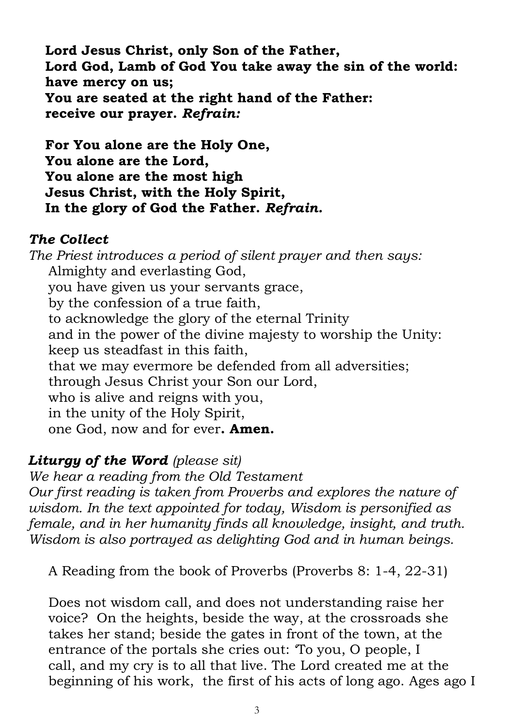**Lord Jesus Christ, only Son of the Father,**
**Lord God, Lamb of God You take away the sin of the world:**
**have mercy on us;**
**You are seated at the right hand of the Father:**
**receive our prayer.** ***Refrain:***

**For You alone are the Holy One,**
**You alone are the Lord,**
**You alone are the most high**
**Jesus Christ, with the Holy Spirit,**
**In the glory of God the Father.** ***Refrain.***

### *The Collect*

*The Priest introduces a period of silent prayer and then says:*

Almighty and everlasting God,
you have given us your servants grace,
by the confession of a true faith,
to acknowledge the glory of the eternal Trinity
and in the power of the divine majesty to worship the Unity:
keep us steadfast in this faith,
that we may evermore be defended from all adversities;
through Jesus Christ your Son our Lord,
who is alive and reigns with you,
in the unity of the Holy Spirit,
one God, now and for ever**. Amen.**

### *Liturgy of the Word (please sit)*

*We hear a reading from the Old Testament*
*Our first reading is taken from Proverbs and explores the nature of wisdom. In the text appointed for today, Wisdom is personified as female, and in her humanity finds all knowledge, insight, and truth. Wisdom is also portrayed as delighting God and in human beings.*

A Reading from the book of Proverbs (Proverbs 8: 1-4, 22-31)

Does not wisdom call, and does not understanding raise her voice? On the heights, beside the way, at the crossroads she takes her stand; beside the gates in front of the town, at the entrance of the portals she cries out: 'To you, O people, I call, and my cry is to all that live. The Lord created me at the beginning of his work, the first of his acts of long ago. Ages ago I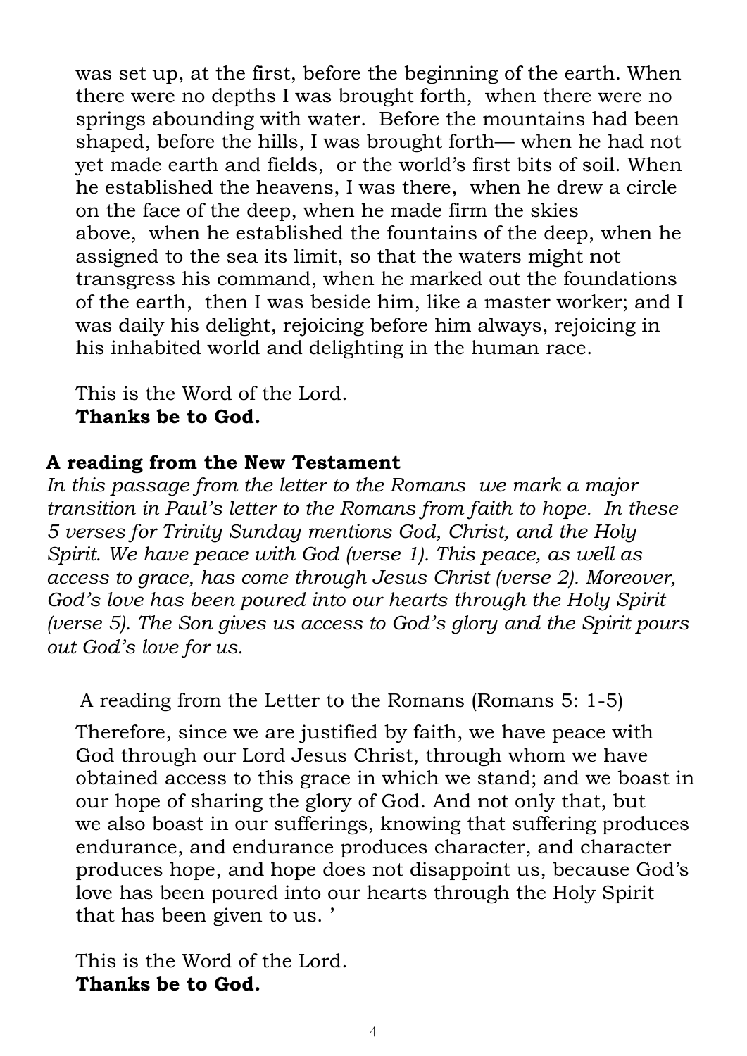was set up, at the first, before the beginning of the earth. When there were no depths I was brought forth, when there were no springs abounding with water. Before the mountains had been shaped, before the hills, I was brought forth— when he had not yet made earth and fields, or the world's first bits of soil. When he established the heavens, I was there, when he drew a circle on the face of the deep, when he made firm the skies above, when he established the fountains of the deep, when he assigned to the sea its limit, so that the waters might not transgress his command, when he marked out the foundations of the earth, then I was beside him, like a master worker; and I was daily his delight, rejoicing before him always, rejoicing in his inhabited world and delighting in the human race.

This is the Word of the Lord.
**Thanks be to God.**

**A reading from the New Testament**

*In this passage from the letter to the Romans we mark a major transition in Paul's letter to the Romans from faith to hope. In these 5 verses for Trinity Sunday mentions God, Christ, and the Holy Spirit. We have peace with God (verse 1). This peace, as well as access to grace, has come through Jesus Christ (verse 2). Moreover, God's love has been poured into our hearts through the Holy Spirit (verse 5). The Son gives us access to God's glory and the Spirit pours out God's love for us.*

A reading from the Letter to the Romans (Romans 5: 1-5)

Therefore, since we are justified by faith, we have peace with God through our Lord Jesus Christ, through whom we have obtained access to this grace in which we stand; and we boast in our hope of sharing the glory of God. And not only that, but we also boast in our sufferings, knowing that suffering produces endurance, and endurance produces character, and character produces hope, and hope does not disappoint us, because God's love has been poured into our hearts through the Holy Spirit that has been given to us. '

This is the Word of the Lord.
**Thanks be to God.**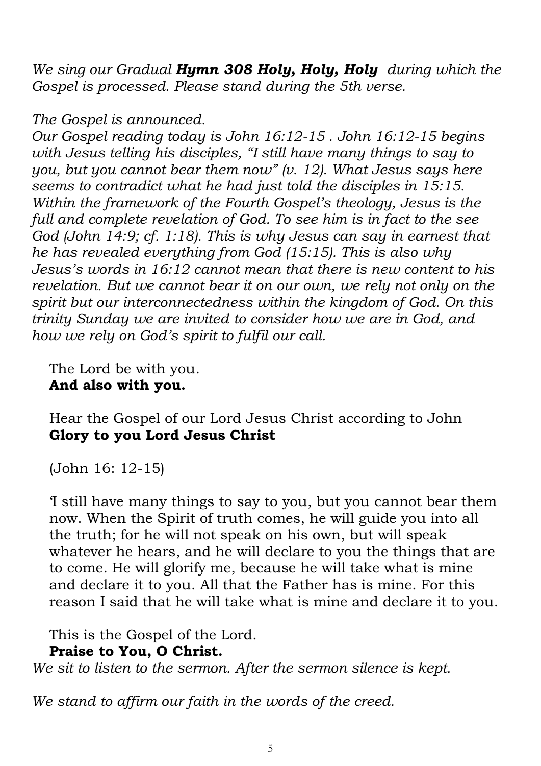*We sing our Gradual **Hymn 308 Holy, Holy, Holy** during which the Gospel is processed. Please stand during the 5th verse.*

*The Gospel is announced.*

*Our Gospel reading today is John 16:12-15 . John 16:12-15 begins with Jesus telling his disciples, "I still have many things to say to you, but you cannot bear them now" (v. 12). What Jesus says here seems to contradict what he had just told the disciples in 15:15. Within the framework of the Fourth Gospel's theology, Jesus is the full and complete revelation of God. To see him is in fact to the see God (John 14:9; cf. 1:18). This is why Jesus can say in earnest that he has revealed everything from God (15:15). This is also why Jesus's words in 16:12 cannot mean that there is new content to his revelation. But we cannot bear it on our own, we rely not only on the spirit but our interconnectedness within the kingdom of God. On this trinity Sunday we are invited to consider how we are in God, and how we rely on God's spirit to fulfil our call.*

The Lord be with you.
**And also with you.**

Hear the Gospel of our Lord Jesus Christ according to John
**Glory to you Lord Jesus Christ**

(John 16: 12-15)

'I still have many things to say to you, but you cannot bear them now. When the Spirit of truth comes, he will guide you into all the truth; for he will not speak on his own, but will speak whatever he hears, and he will declare to you the things that are to come. He will glorify me, because he will take what is mine and declare it to you. All that the Father has is mine. For this reason I said that he will take what is mine and declare it to you.

This is the Gospel of the Lord.
**Praise to You, O Christ.**

*We sit to listen to the sermon. After the sermon silence is kept.*

*We stand to affirm our faith in the words of the creed.*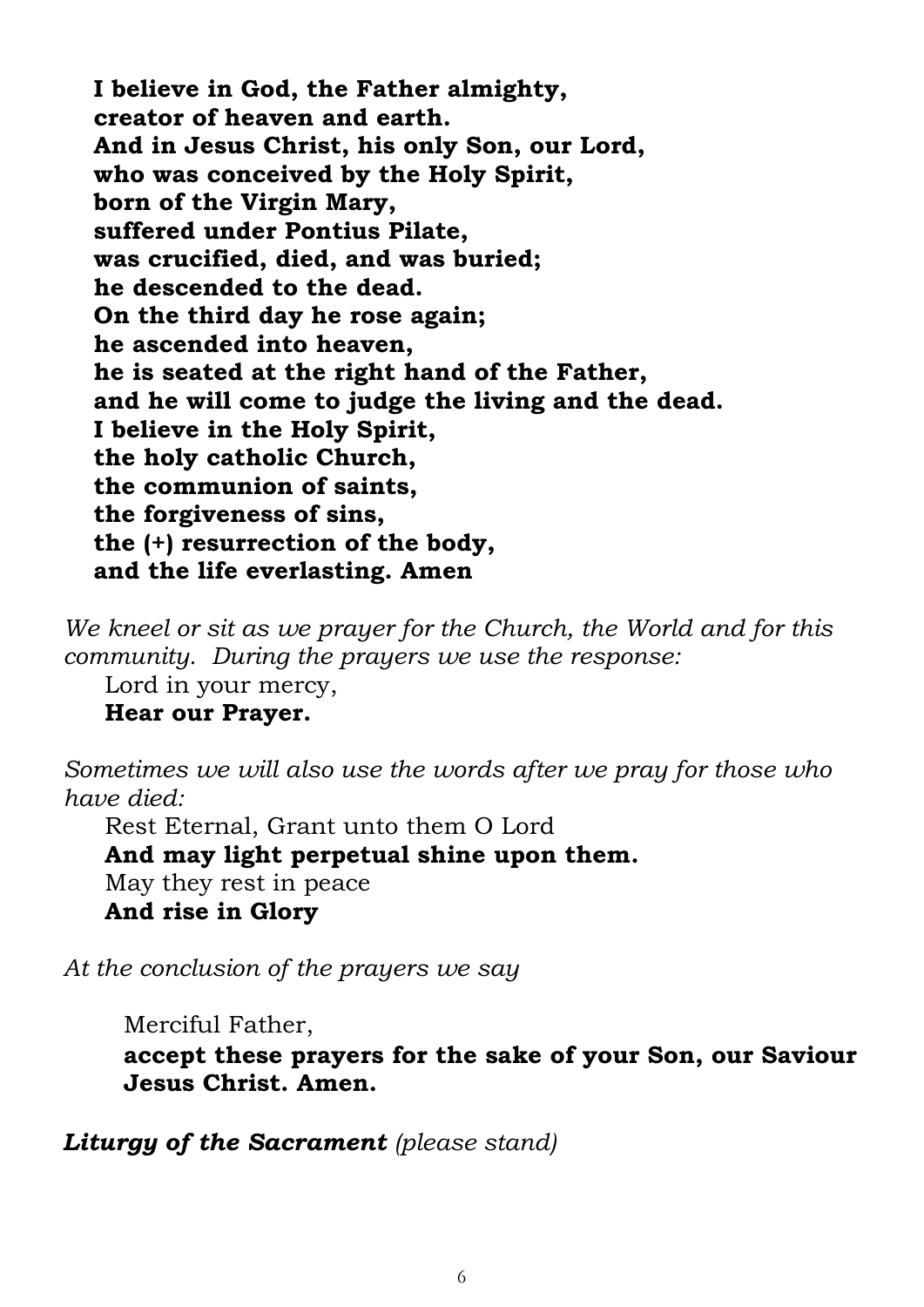**I believe in God, the Father almighty,**
**creator of heaven and earth.**
**And in Jesus Christ, his only Son, our Lord,**
**who was conceived by the Holy Spirit,**
**born of the Virgin Mary,**
**suffered under Pontius Pilate,**
**was crucified, died, and was buried;**
**he descended to the dead.**
**On the third day he rose again;**
**he ascended into heaven,**
**he is seated at the right hand of the Father,**
**and he will come to judge the living and the dead.**
**I believe in the Holy Spirit,**
**the holy catholic Church,**
**the communion of saints,**
**the forgiveness of sins,**
**the (+) resurrection of the body,**
**and the life everlasting. Amen**

*We kneel or sit as we prayer for the Church, the World and for this community. During the prayers we use the response:*

Lord in your mercy,
**Hear our Prayer.**

*Sometimes we will also use the words after we pray for those who have died:*

Rest Eternal, Grant unto them O Lord
**And may light perpetual shine upon them.**
May they rest in peace
**And rise in Glory**

*At the conclusion of the prayers we say*

Merciful Father,
**accept these prayers for the sake of your Son, our Saviour Jesus Christ. Amen.**

***Liturgy of the Sacrament*** *(please stand)*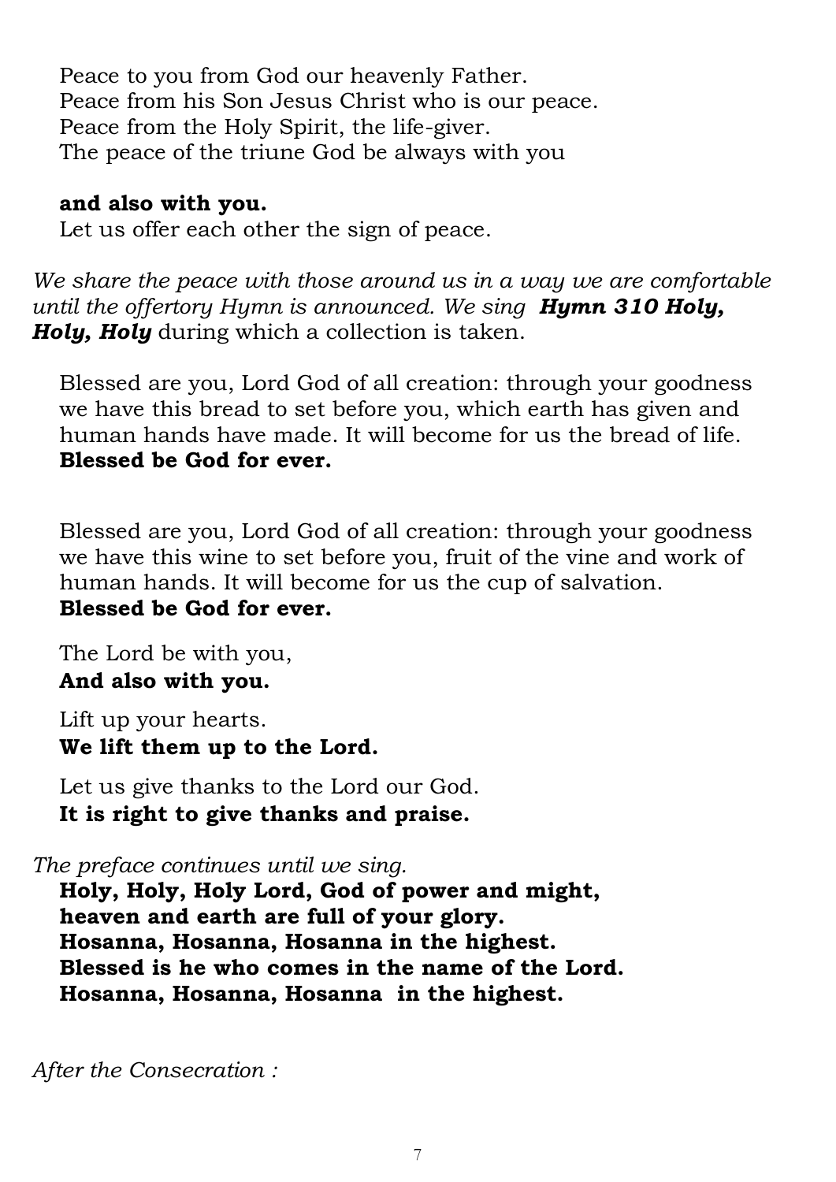Peace to you from God our heavenly Father.
Peace from his Son Jesus Christ who is our peace.
Peace from the Holy Spirit, the life-giver.
The peace of the triune God be always with you

**and also with you.**
Let us offer each other the sign of peace.

*We share the peace with those around us in a way we are comfortable until the offertory Hymn is announced. We sing* ***Hymn 310 Holy, Holy, Holy*** during which a collection is taken.

Blessed are you, Lord God of all creation: through your goodness we have this bread to set before you, which earth has given and human hands have made. It will become for us the bread of life.
**Blessed be God for ever.**

Blessed are you, Lord God of all creation: through your goodness we have this wine to set before you, fruit of the vine and work of human hands. It will become for us the cup of salvation.
**Blessed be God for ever.**

The Lord be with you,
**And also with you.**

Lift up your hearts.
**We lift them up to the Lord.**

Let us give thanks to the Lord our God.
**It is right to give thanks and praise.**

*The preface continues until we sing.*
**Holy, Holy, Holy Lord, God of power and might,**
**heaven and earth are full of your glory.**
**Hosanna, Hosanna, Hosanna in the highest.**
**Blessed is he who comes in the name of the Lord.**
**Hosanna, Hosanna, Hosanna in the highest.**

*After the Consecration :*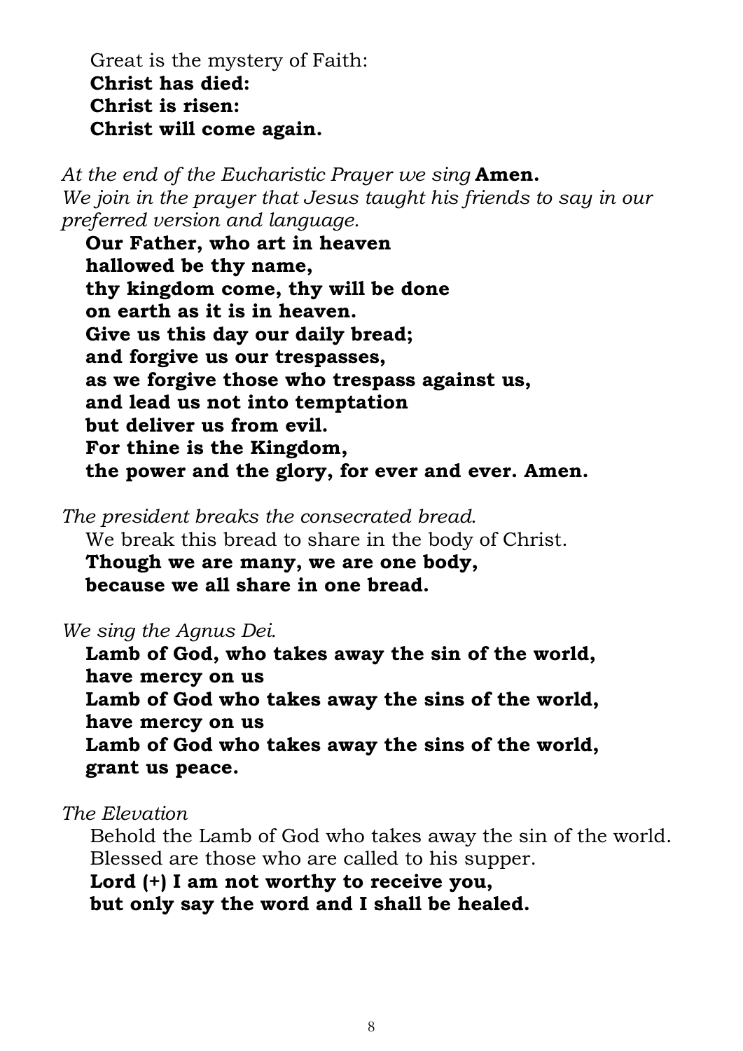Great is the mystery of Faith:
**Christ has died:**
**Christ is risen:**
**Christ will come again.**

*At the end of the Eucharistic Prayer we sing* **Amen.**
*We join in the prayer that Jesus taught his friends to say in our preferred version and language.*

**Our Father, who art in heaven**
**hallowed be thy name,**
**thy kingdom come, thy will be done**
**on earth as it is in heaven.**
**Give us this day our daily bread;**
**and forgive us our trespasses,**
**as we forgive those who trespass against us,**
**and lead us not into temptation**
**but deliver us from evil.**
**For thine is the Kingdom,**
**the power and the glory, for ever and ever. Amen.**

*The president breaks the consecrated bread.*
We break this bread to share in the body of Christ.
**Though we are many, we are one body,**
**because we all share in one bread.**

*We sing the Agnus Dei.*
**Lamb of God, who takes away the sin of the world,**
**have mercy on us**
**Lamb of God who takes away the sins of the world,**
**have mercy on us**
**Lamb of God who takes away the sins of the world,**
**grant us peace.**

*The Elevation*
Behold the Lamb of God who takes away the sin of the world.
Blessed are those who are called to his supper.
**Lord (+) I am not worthy to receive you,**
**but only say the word and I shall be healed.**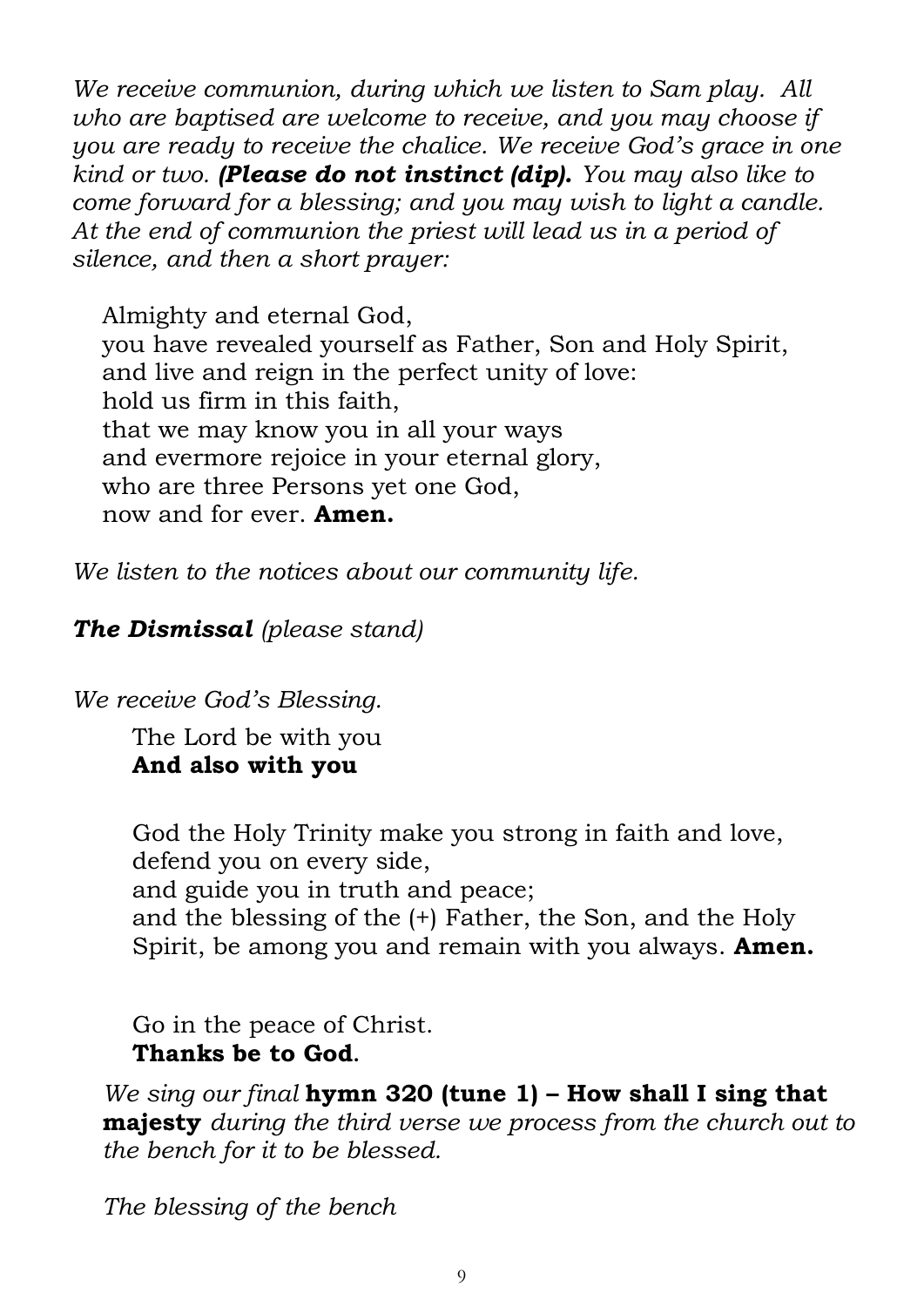*We receive communion, during which we listen to Sam play. All who are baptised are welcome to receive, and you may choose if you are ready to receive the chalice. We receive God's grace in one kind or two.* ***(Please do not instinct (dip).*** *You may also like to come forward for a blessing; and you may wish to light a candle. At the end of communion the priest will lead us in a period of silence, and then a short prayer:*

Almighty and eternal God,
you have revealed yourself as Father, Son and Holy Spirit,
and live and reign in the perfect unity of love:
hold us firm in this faith,
that we may know you in all your ways
and evermore rejoice in your eternal glory,
who are three Persons yet one God,
now and for ever. **Amen.**

*We listen to the notices about our community life.*

***The Dismissal*** *(please stand)*

*We receive God's Blessing.*

The Lord be with you
**And also with you**

God the Holy Trinity make you strong in faith and love,
defend you on every side,
and guide you in truth and peace;
and the blessing of the (+) Father, the Son, and the Holy Spirit, be among you and remain with you always. **Amen.**

Go in the peace of Christ.
**Thanks be to God**.

*We sing our final* **hymn 320 (tune 1) – How shall I sing that majesty** *during the third verse we process from the church out to the bench for it to be blessed.*

*The blessing of the bench*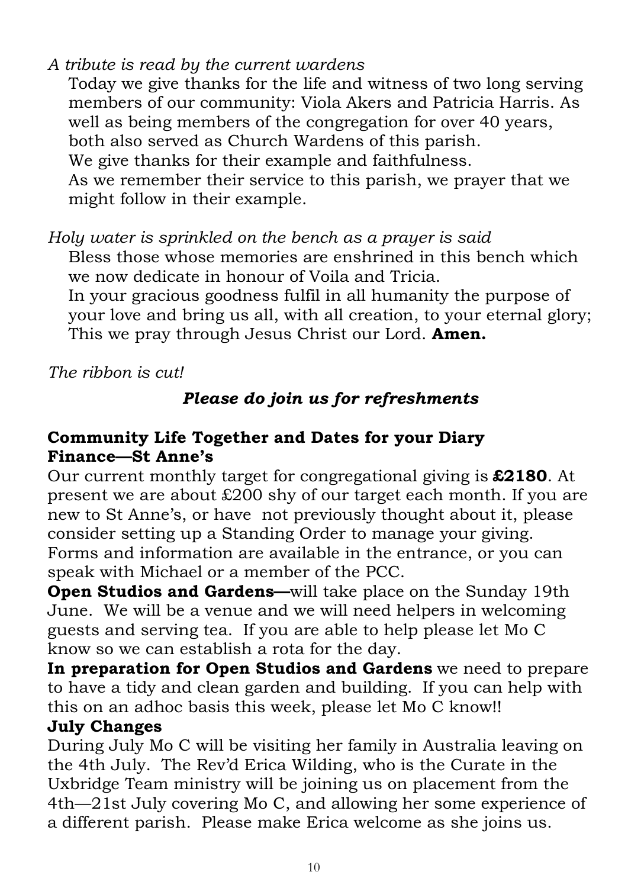*A tribute is read by the current wardens*

Today we give thanks for the life and witness of two long serving members of our community: Viola Akers and Patricia Harris. As well as being members of the congregation for over 40 years, both also served as Church Wardens of this parish.
We give thanks for their example and faithfulness.
As we remember their service to this parish, we prayer that we might follow in their example.

*Holy water is sprinkled on the bench as a prayer is said*

Bless those whose memories are enshrined in this bench which we now dedicate in honour of Voila and Tricia.
In your gracious goodness fulfil in all humanity the purpose of your love and bring us all, with all creation, to your eternal glory; This we pray through Jesus Christ our Lord. **Amen.**

*The ribbon is cut!*

***Please do join us for refreshments***

## Community Life Together and Dates for your Diary

### Finance—St Anne's

Our current monthly target for congregational giving is **£2180**. At present we are about £200 shy of our target each month. If you are new to St Anne's, or have not previously thought about it, please consider setting up a Standing Order to manage your giving. Forms and information are available in the entrance, or you can speak with Michael or a member of the PCC.

**Open Studios and Gardens—**will take place on the Sunday 19th June. We will be a venue and we will need helpers in welcoming guests and serving tea. If you are able to help please let Mo C know so we can establish a rota for the day.

**In preparation for Open Studios and Gardens** we need to prepare to have a tidy and clean garden and building. If you can help with this on an adhoc basis this week, please let Mo C know!!

### July Changes

During July Mo C will be visiting her family in Australia leaving on the 4th July. The Rev'd Erica Wilding, who is the Curate in the Uxbridge Team ministry will be joining us on placement from the 4th—21st July covering Mo C, and allowing her some experience of a different parish. Please make Erica welcome as she joins us.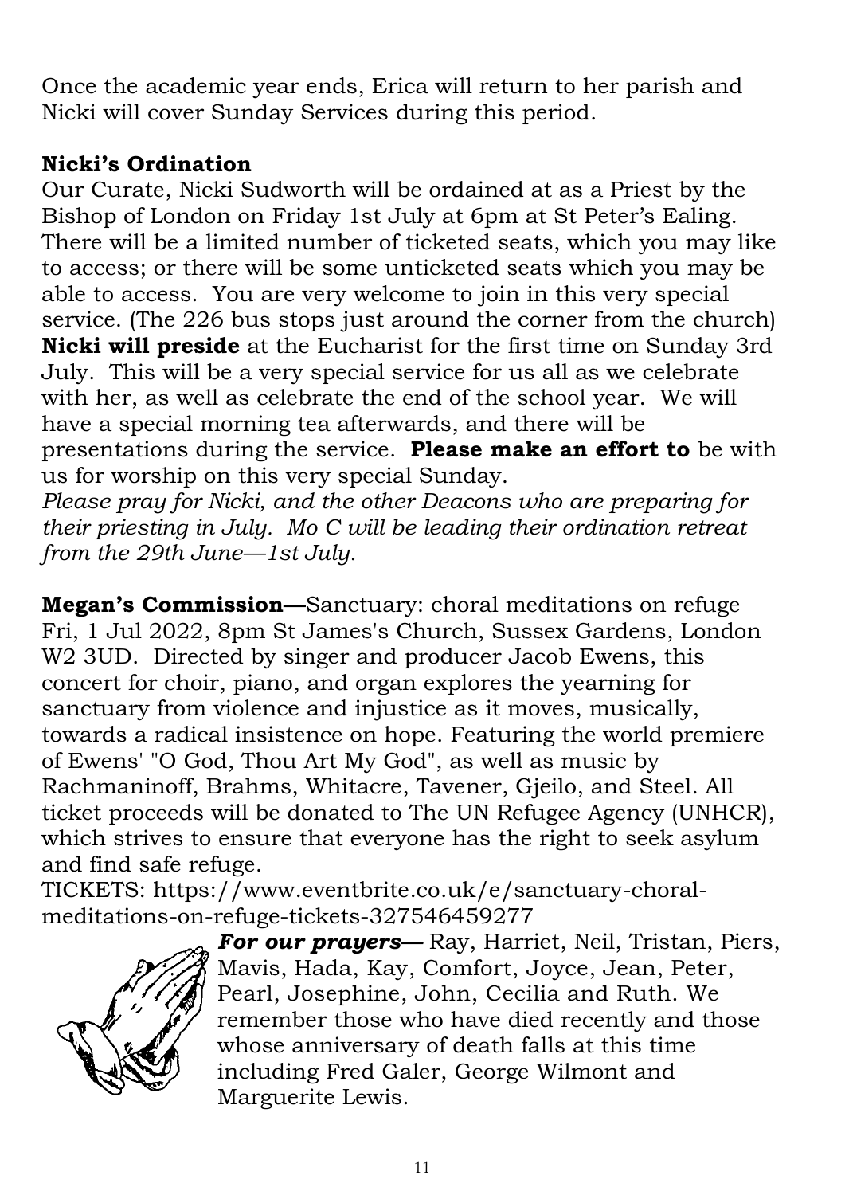Once the academic year ends, Erica will return to her parish and Nicki will cover Sunday Services during this period.

**Nicki's Ordination**

Our Curate, Nicki Sudworth will be ordained at as a Priest by the Bishop of London on Friday 1st July at 6pm at St Peter's Ealing. There will be a limited number of ticketed seats, which you may like to access; or there will be some unticketed seats which you may be able to access. You are very welcome to join in this very special service. (The 226 bus stops just around the corner from the church)

**Nicki will preside** at the Eucharist for the first time on Sunday 3rd July. This will be a very special service for us all as we celebrate with her, as well as celebrate the end of the school year. We will have a special morning tea afterwards, and there will be presentations during the service. **Please make an effort to** be with us for worship on this very special Sunday.

*Please pray for Nicki, and the other Deacons who are preparing for their priesting in July. Mo C will be leading their ordination retreat from the 29th June—1st July.*

**Megan's Commission—**Sanctuary: choral meditations on refuge Fri, 1 Jul 2022, 8pm St James's Church, Sussex Gardens, London W2 3UD. Directed by singer and producer Jacob Ewens, this concert for choir, piano, and organ explores the yearning for sanctuary from violence and injustice as it moves, musically, towards a radical insistence on hope. Featuring the world premiere of Ewens' "O God, Thou Art My God", as well as music by Rachmaninoff, Brahms, Whitacre, Tavener, Gjeilo, and Steel. All ticket proceeds will be donated to The UN Refugee Agency (UNHCR), which strives to ensure that everyone has the right to seek asylum and find safe refuge.

TICKETS: https://www.eventbrite.co.uk/e/sanctuary-choral-meditations-on-refuge-tickets-327546459277

***For our prayers—*** Ray, Harriet, Neil, Tristan, Piers, Mavis, Hada, Kay, Comfort, Joyce, Jean, Peter, Pearl, Josephine, John, Cecilia and Ruth. We remember those who have died recently and those whose anniversary of death falls at this time including Fred Galer, George Wilmont and Marguerite Lewis.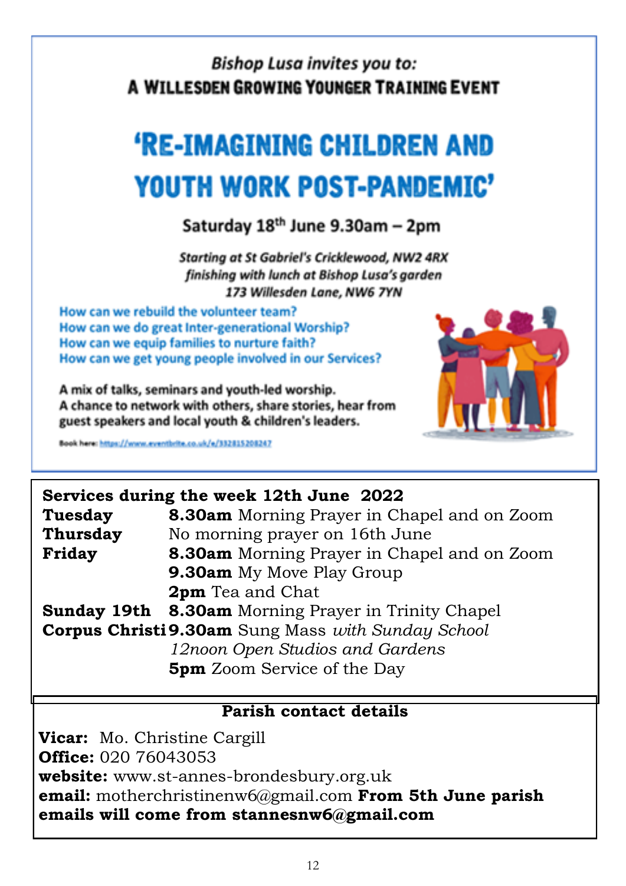*Bishop Lusa invites you to:*

**A WILLESDEN GROWING YOUNGER TRAINING EVENT**

# 'RE-IMAGINING CHILDREN AND YOUTH WORK POST-PANDEMIC'

Saturday 18th June 9.30am – 2pm

*Starting at St Gabriel's Cricklewood, NW2 4RX*
*finishing with lunch at Bishop Lusa's garden*
*173 Willesden Lane, NW6 7YN*

How can we rebuild the volunteer team?
How can we do great Inter-generational Worship?
How can we equip families to nurture faith?
How can we get young people involved in our Services?

A mix of talks, seminars and youth-led worship.
A chance to network with others, share stories, hear from guest speakers and local youth & children's leaders.

Book here: https://www.eventbrite.co.uk/e/332815208247

**Services during the week 12th June 2022**

| | |
|---|---|
| **Tuesday** | **8.30am** Morning Prayer in Chapel and on Zoom |
| **Thursday** | No morning prayer on 16th June |
| **Friday** | **8.30am** Morning Prayer in Chapel and on Zoom |
| | **9.30am** My Move Play Group |
| | **2pm** Tea and Chat |
| **Sunday 19th** | **8.30am** Morning Prayer in Trinity Chapel |
| **Corpus Christi** | **9.30am** Sung Mass *with Sunday School* |
| | *12noon Open Studios and Gardens* |
| | **5pm** Zoom Service of the Day |

**Parish contact details**

**Vicar:** Mo. Christine Cargill
**Office:** 020 76043053
**website:** www.st-annes-brondesbury.org.uk
**email:** motherchristinenw6@gmail.com **From 5th June parish emails will come from stannesnw6@gmail.com**